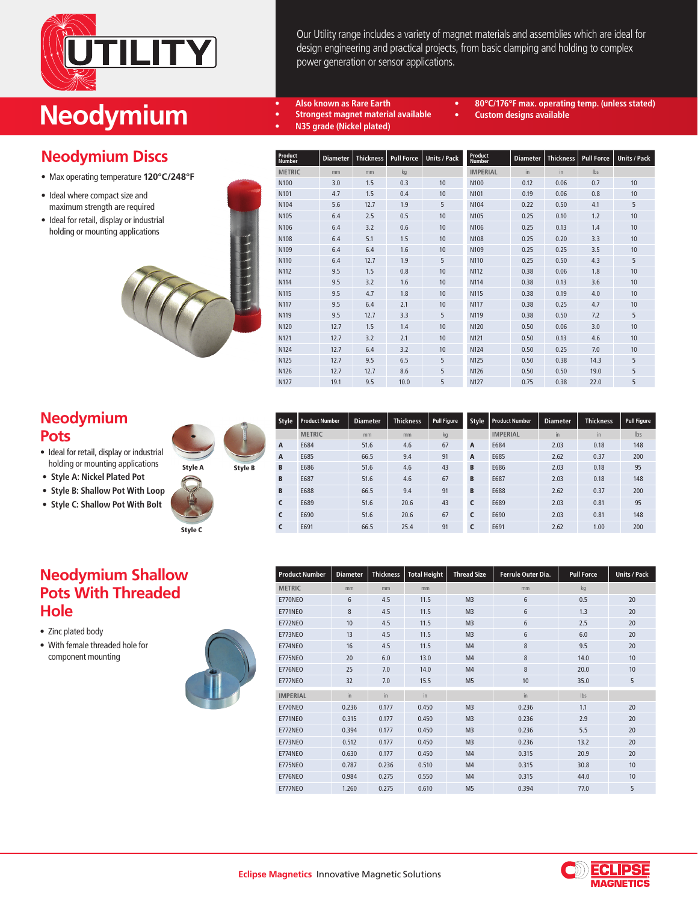# UTILITY

Our Utility range includes a variety of magnet materials and assemblies which are ideal for design engineering and practical projects, from basic clamping and holding to complex power generation or sensor applications.

# Neodymium

- Also known as Rare Earth
- Strongest magnet material available
- N35 grade (Nickel plated)
- 80°C/176°F max. operating temp. (unless stated)
- Custom designs available

## Neodymium Discs

- Max operating temperature **120°C/248°F**
- Ideal where compact size and maximum strength are required
- Ideal for retail, display or industrial holding or mounting applications

| Product Number | Diameter | Thickness | Pull Force | Units / Pack |
|---|---|---|---|---|
| METRIC | mm | mm | kg | |
| N100 | 3.0 | 1.5 | 0.3 | 10 |
| N101 | 4.7 | 1.5 | 0.4 | 10 |
| N104 | 5.6 | 12.7 | 1.9 | 5 |
| N105 | 6.4 | 2.5 | 0.5 | 10 |
| N106 | 6.4 | 3.2 | 0.6 | 10 |
| N108 | 6.4 | 5.1 | 1.5 | 10 |
| N109 | 6.4 | 6.4 | 1.6 | 10 |
| N110 | 6.4 | 12.7 | 1.9 | 5 |
| N112 | 9.5 | 1.5 | 0.8 | 10 |
| N114 | 9.5 | 3.2 | 1.6 | 10 |
| N115 | 9.5 | 4.7 | 1.8 | 10 |
| N117 | 9.5 | 6.4 | 2.1 | 10 |
| N119 | 9.5 | 12.7 | 3.3 | 5 |
| N120 | 12.7 | 1.5 | 1.4 | 10 |
| N121 | 12.7 | 3.2 | 2.1 | 10 |
| N124 | 12.7 | 6.4 | 3.2 | 10 |
| N125 | 12.7 | 9.5 | 6.5 | 5 |
| N126 | 12.7 | 12.7 | 8.6 | 5 |
| N127 | 19.1 | 9.5 | 10.0 | 5 |

| Product Number | Diameter | Thickness | Pull Force | Units / Pack |
|---|---|---|---|---|
| IMPERIAL | in | in | lbs | |
| N100 | 0.12 | 0.06 | 0.7 | 10 |
| N101 | 0.19 | 0.06 | 0.8 | 10 |
| N104 | 0.22 | 0.50 | 4.1 | 5 |
| N105 | 0.25 | 0.10 | 1.2 | 10 |
| N106 | 0.25 | 0.13 | 1.4 | 10 |
| N108 | 0.25 | 0.20 | 3.3 | 10 |
| N109 | 0.25 | 0.25 | 3.5 | 10 |
| N110 | 0.25 | 0.50 | 4.3 | 5 |
| N112 | 0.38 | 0.06 | 1.8 | 10 |
| N114 | 0.38 | 0.13 | 3.6 | 10 |
| N115 | 0.38 | 0.19 | 4.0 | 10 |
| N117 | 0.38 | 0.25 | 4.7 | 10 |
| N119 | 0.38 | 0.50 | 7.2 | 5 |
| N120 | 0.50 | 0.06 | 3.0 | 10 |
| N121 | 0.50 | 0.13 | 4.6 | 10 |
| N124 | 0.50 | 0.25 | 7.0 | 10 |
| N125 | 0.50 | 0.38 | 14.3 | 5 |
| N126 | 0.50 | 0.50 | 19.0 | 5 |
| N127 | 0.75 | 0.38 | 22.0 | 5 |

## Neodymium Pots

- Ideal for retail, display or industrial holding or mounting applications
- **Style A: Nickel Plated Pot**
- **Style B: Shallow Pot With Loop**
- **Style C: Shallow Pot With Bolt**

Style A

Style B

Style C

| Style | Product Number | Diameter | Thickness | Pull Figure |
|---|---|---|---|---|
| | METRIC | mm | mm | kg |
| A | E684 | 51.6 | 4.6 | 67 |
| A | E685 | 66.5 | 9.4 | 91 |
| B | E686 | 51.6 | 4.6 | 43 |
| B | E687 | 51.6 | 4.6 | 67 |
| B | E688 | 66.5 | 9.4 | 91 |
| C | E689 | 51.6 | 20.6 | 43 |
| C | E690 | 51.6 | 20.6 | 67 |
| C | E691 | 66.5 | 25.4 | 91 |

| Style | Product Number | Diameter | Thickness | Pull Figure |
|---|---|---|---|---|
| | IMPERIAL | in | in | lbs |
| A | E684 | 2.03 | 0.18 | 148 |
| A | E685 | 2.62 | 0.37 | 200 |
| B | E686 | 2.03 | 0.18 | 95 |
| B | E687 | 2.03 | 0.18 | 148 |
| B | E688 | 2.62 | 0.37 | 200 |
| C | E689 | 2.03 | 0.81 | 95 |
| C | E690 | 2.03 | 0.81 | 148 |
| C | E691 | 2.62 | 1.00 | 200 |

## Neodymium Shallow Pots With Threaded Hole

- Zinc plated body
- With female threaded hole for component mounting

| Product Number | Diameter | Thickness | Total Height | Thread Size | Ferrule Outer Dia. | Pull Force | Units / Pack |
|---|---|---|---|---|---|---|---|
| METRIC | mm | mm | mm | | mm | kg | |
| E770NEO | 6 | 4.5 | 11.5 | M3 | 6 | 0.5 | 20 |
| E771NEO | 8 | 4.5 | 11.5 | M3 | 6 | 1.3 | 20 |
| E772NEO | 10 | 4.5 | 11.5 | M3 | 6 | 2.5 | 20 |
| E773NEO | 13 | 4.5 | 11.5 | M3 | 6 | 6.0 | 20 |
| E774NEO | 16 | 4.5 | 11.5 | M4 | 8 | 9.5 | 20 |
| E775NEO | 20 | 6.0 | 13.0 | M4 | 8 | 14.0 | 10 |
| E776NEO | 25 | 7.0 | 14.0 | M4 | 8 | 20.0 | 10 |
| E777NEO | 32 | 7.0 | 15.5 | M5 | 10 | 35.0 | 5 |
| IMPERIAL | in | in | in | | in | lbs | |
| E770NEO | 0.236 | 0.177 | 0.450 | M3 | 0.236 | 1.1 | 20 |
| E771NEO | 0.315 | 0.177 | 0.450 | M3 | 0.236 | 2.9 | 20 |
| E772NEO | 0.394 | 0.177 | 0.450 | M3 | 0.236 | 5.5 | 20 |
| E773NEO | 0.512 | 0.177 | 0.450 | M3 | 0.236 | 13.2 | 20 |
| E774NEO | 0.630 | 0.177 | 0.450 | M4 | 0.315 | 20.9 | 20 |
| E775NEO | 0.787 | 0.236 | 0.510 | M4 | 0.315 | 30.8 | 10 |
| E776NEO | 0.984 | 0.275 | 0.550 | M4 | 0.315 | 44.0 | 10 |
| E777NEO | 1.260 | 0.275 | 0.610 | M5 | 0.394 | 77.0 | 5 |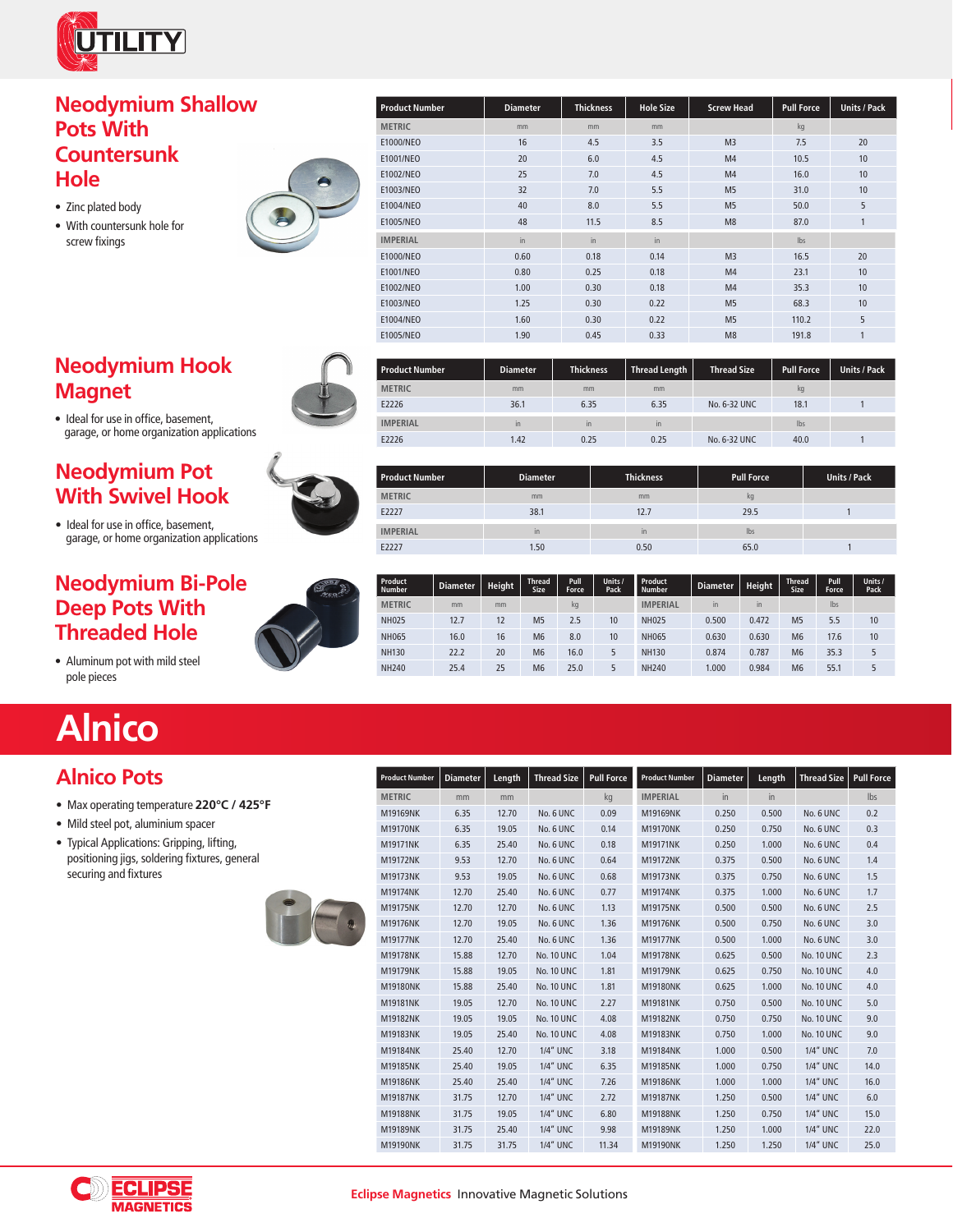## Neodymium Shallow Pots With Countersunk Hole

- Zinc plated body
- With countersunk hole for screw fixings

| Product Number | Diameter | Thickness | Hole Size | Screw Head | Pull Force | Units / Pack |
|---|---|---|---|---|---|---|
| METRIC | mm | mm | mm | | kg | |
| E1000/NEO | 16 | 4.5 | 3.5 | M3 | 7.5 | 20 |
| E1001/NEO | 20 | 6.0 | 4.5 | M4 | 10.5 | 10 |
| E1002/NEO | 25 | 7.0 | 4.5 | M4 | 16.0 | 10 |
| E1003/NEO | 32 | 7.0 | 5.5 | M5 | 31.0 | 10 |
| E1004/NEO | 40 | 8.0 | 5.5 | M5 | 50.0 | 5 |
| E1005/NEO | 48 | 11.5 | 8.5 | M8 | 87.0 | 1 |
| IMPERIAL | in | in | in | | lbs | |
| E1000/NEO | 0.60 | 0.18 | 0.14 | M3 | 16.5 | 20 |
| E1001/NEO | 0.80 | 0.25 | 0.18 | M4 | 23.1 | 10 |
| E1002/NEO | 1.00 | 0.30 | 0.18 | M4 | 35.3 | 10 |
| E1003/NEO | 1.25 | 0.30 | 0.22 | M5 | 68.3 | 10 |
| E1004/NEO | 1.60 | 0.30 | 0.22 | M5 | 110.2 | 5 |
| E1005/NEO | 1.90 | 0.45 | 0.33 | M8 | 191.8 | 1 |

## Neodymium Hook Magnet

- Ideal for use in office, basement, garage, or home organization applications

| Product Number | Diameter | Thickness | Thread Length | Thread Size | Pull Force | Units / Pack |
|---|---|---|---|---|---|---|
| METRIC | mm | mm | mm | | kg | |
| E2226 | 36.1 | 6.35 | 6.35 | No. 6-32 UNC | 18.1 | 1 |
| IMPERIAL | in | in | in | | lbs | |
| E2226 | 1.42 | 0.25 | 0.25 | No. 6-32 UNC | 40.0 | 1 |

## Neodymium Pot With Swivel Hook

- Ideal for use in office, basement, garage, or home organization applications

| Product Number | Diameter | Thickness | Pull Force | Units / Pack |
|---|---|---|---|---|
| METRIC | mm | mm | kg | |
| E2227 | 38.1 | 12.7 | 29.5 | 1 |
| IMPERIAL | in | in | lbs | |
| E2227 | 1.50 | 0.50 | 65.0 | 1 |

## Neodymium Bi-Pole Deep Pots With Threaded Hole

- Aluminum pot with mild steel pole pieces

| Product Number | Diameter | Height | Thread Size | Pull Force | Units / Pack | Product Number | Diameter | Height | Thread Size | Pull Force | Units / Pack |
|---|---|---|---|---|---|---|---|---|---|---|---|
| METRIC | mm | mm | | kg | | IMPERIAL | in | in | | lbs | |
| NH025 | 12.7 | 12 | M5 | 2.5 | 10 | NH025 | 0.500 | 0.472 | M5 | 5.5 | 10 |
| NH065 | 16.0 | 16 | M6 | 8.0 | 10 | NH065 | 0.630 | 0.630 | M6 | 17.6 | 10 |
| NH130 | 22.2 | 20 | M6 | 16.0 | 5 | NH130 | 0.874 | 0.787 | M6 | 35.3 | 5 |
| NH240 | 25.4 | 25 | M6 | 25.0 | 5 | NH240 | 1.000 | 0.984 | M6 | 55.1 | 5 |

# Alnico

## Alnico Pots

- Max operating temperature **220°C / 425°F**
- Mild steel pot, aluminium spacer
- Typical Applications: Gripping, lifting, positioning jigs, soldering fixtures, general securing and fixtures

| Product Number | Diameter | Length | Thread Size | Pull Force | Product Number | Diameter | Length | Thread Size | Pull Force |
|---|---|---|---|---|---|---|---|---|---|
| METRIC | mm | mm | | kg | IMPERIAL | in | in | | lbs |
| M19169NK | 6.35 | 12.70 | No. 6 UNC | 0.09 | M19169NK | 0.250 | 0.500 | No. 6 UNC | 0.2 |
| M19170NK | 6.35 | 19.05 | No. 6 UNC | 0.14 | M19170NK | 0.250 | 0.750 | No. 6 UNC | 0.3 |
| M19171NK | 6.35 | 25.40 | No. 6 UNC | 0.18 | M19171NK | 0.250 | 1.000 | No. 6 UNC | 0.4 |
| M19172NK | 9.53 | 12.70 | No. 6 UNC | 0.64 | M19172NK | 0.375 | 0.500 | No. 6 UNC | 1.4 |
| M19173NK | 9.53 | 19.05 | No. 6 UNC | 0.68 | M19173NK | 0.375 | 0.750 | No. 6 UNC | 1.5 |
| M19174NK | 12.70 | 25.40 | No. 6 UNC | 0.77 | M19174NK | 0.375 | 1.000 | No. 6 UNC | 1.7 |
| M19175NK | 12.70 | 12.70 | No. 6 UNC | 1.13 | M19175NK | 0.500 | 0.500 | No. 6 UNC | 2.5 |
| M19176NK | 12.70 | 19.05 | No. 6 UNC | 1.36 | M19176NK | 0.500 | 0.750 | No. 6 UNC | 3.0 |
| M19177NK | 12.70 | 25.40 | No. 6 UNC | 1.36 | M19177NK | 0.500 | 1.000 | No. 6 UNC | 3.0 |
| M19178NK | 15.88 | 12.70 | No. 10 UNC | 1.04 | M19178NK | 0.625 | 0.500 | No. 10 UNC | 2.3 |
| M19179NK | 15.88 | 19.05 | No. 10 UNC | 1.81 | M19179NK | 0.625 | 0.750 | No. 10 UNC | 4.0 |
| M19180NK | 15.88 | 25.40 | No. 10 UNC | 1.81 | M19180NK | 0.625 | 1.000 | No. 10 UNC | 4.0 |
| M19181NK | 19.05 | 12.70 | No. 10 UNC | 2.27 | M19181NK | 0.750 | 0.500 | No. 10 UNC | 5.0 |
| M19182NK | 19.05 | 19.05 | No. 10 UNC | 4.08 | M19182NK | 0.750 | 0.750 | No. 10 UNC | 9.0 |
| M19183NK | 19.05 | 25.40 | No. 10 UNC | 4.08 | M19183NK | 0.750 | 1.000 | No. 10 UNC | 9.0 |
| M19184NK | 25.40 | 12.70 | 1/4" UNC | 3.18 | M19184NK | 1.000 | 0.500 | 1/4" UNC | 7.0 |
| M19185NK | 25.40 | 19.05 | 1/4" UNC | 6.35 | M19185NK | 1.000 | 0.750 | 1/4" UNC | 14.0 |
| M19186NK | 25.40 | 25.40 | 1/4" UNC | 7.26 | M19186NK | 1.000 | 1.000 | 1/4" UNC | 16.0 |
| M19187NK | 31.75 | 12.70 | 1/4" UNC | 2.72 | M19187NK | 1.250 | 0.500 | 1/4" UNC | 6.0 |
| M19188NK | 31.75 | 19.05 | 1/4" UNC | 6.80 | M19188NK | 1.250 | 0.750 | 1/4" UNC | 15.0 |
| M19189NK | 31.75 | 25.40 | 1/4" UNC | 9.98 | M19189NK | 1.250 | 1.000 | 1/4" UNC | 22.0 |
| M19190NK | 31.75 | 31.75 | 1/4" UNC | 11.34 | M19190NK | 1.250 | 1.250 | 1/4" UNC | 25.0 |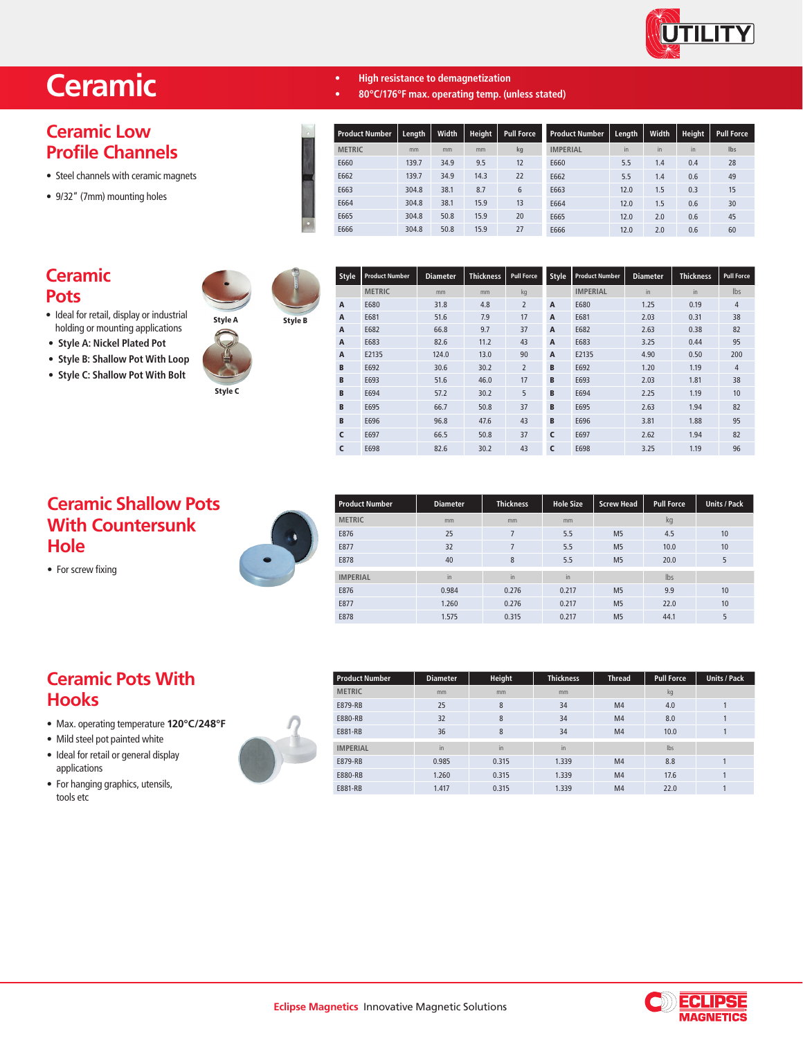# Ceramic

- High resistance to demagnetization
- 80°C/176°F max. operating temp. (unless stated)

## Ceramic Low Profile Channels

- Steel channels with ceramic magnets
- 9/32" (7mm) mounting holes

| Product Number | Length | Width | Height | Pull Force |
|---|---|---|---|---|
| METRIC | mm | mm | mm | kg |
| E660 | 139.7 | 34.9 | 9.5 | 12 |
| E662 | 139.7 | 34.9 | 14.3 | 22 |
| E663 | 304.8 | 38.1 | 8.7 | 6 |
| E664 | 304.8 | 38.1 | 15.9 | 13 |
| E665 | 304.8 | 50.8 | 15.9 | 20 |
| E666 | 304.8 | 50.8 | 15.9 | 27 |

| Product Number | Length | Width | Height | Pull Force |
|---|---|---|---|---|
| IMPERIAL | in | in | in | lbs |
| E660 | 5.5 | 1.4 | 0.4 | 28 |
| E662 | 5.5 | 1.4 | 0.6 | 49 |
| E663 | 12.0 | 1.5 | 0.3 | 15 |
| E664 | 12.0 | 1.5 | 0.6 | 30 |
| E665 | 12.0 | 2.0 | 0.6 | 45 |
| E666 | 12.0 | 2.0 | 0.6 | 60 |

## Ceramic Pots

- Ideal for retail, display or industrial holding or mounting applications
- Style A: Nickel Plated Pot
- Style B: Shallow Pot With Loop
- Style C: Shallow Pot With Bolt

Style A Style B Style C

| Style | Product Number | Diameter | Thickness | Pull Force |
|---|---|---|---|---|
| | METRIC | mm | mm | kg |
| A | E680 | 31.8 | 4.8 | 2 |
| A | E681 | 51.6 | 7.9 | 17 |
| A | E682 | 66.8 | 9.7 | 37 |
| A | E683 | 82.6 | 11.2 | 43 |
| A | E2135 | 124.0 | 13.0 | 90 |
| B | E692 | 30.6 | 30.2 | 2 |
| B | E693 | 51.6 | 46.0 | 17 |
| B | E694 | 57.2 | 30.2 | 5 |
| B | E695 | 66.7 | 50.8 | 37 |
| B | E696 | 96.8 | 47.6 | 43 |
| C | E697 | 66.5 | 50.8 | 37 |
| C | E698 | 82.6 | 30.2 | 43 |

| Style | Product Number | Diameter | Thickness | Pull Force |
|---|---|---|---|---|
| | IMPERIAL | in | in | lbs |
| A | E680 | 1.25 | 0.19 | 4 |
| A | E681 | 2.03 | 0.31 | 38 |
| A | E682 | 2.63 | 0.38 | 82 |
| A | E683 | 3.25 | 0.44 | 95 |
| A | E2135 | 4.90 | 0.50 | 200 |
| B | E692 | 1.20 | 1.19 | 4 |
| B | E693 | 2.03 | 1.81 | 38 |
| B | E694 | 2.25 | 1.19 | 10 |
| B | E695 | 2.63 | 1.94 | 82 |
| B | E696 | 3.81 | 1.88 | 95 |
| C | E697 | 2.62 | 1.94 | 82 |
| C | E698 | 3.25 | 1.19 | 96 |

## Ceramic Shallow Pots With Countersunk Hole

- For screw fixing

| Product Number | Diameter | Thickness | Hole Size | Screw Head | Pull Force | Units / Pack |
|---|---|---|---|---|---|---|
| METRIC | mm | mm | mm | | kg | |
| E876 | 25 | 7 | 5.5 | M5 | 4.5 | 10 |
| E877 | 32 | 7 | 5.5 | M5 | 10.0 | 10 |
| E878 | 40 | 8 | 5.5 | M5 | 20.0 | 5 |
| IMPERIAL | in | in | in | | lbs | |
| E876 | 0.984 | 0.276 | 0.217 | M5 | 9.9 | 10 |
| E877 | 1.260 | 0.276 | 0.217 | M5 | 22.0 | 10 |
| E878 | 1.575 | 0.315 | 0.217 | M5 | 44.1 | 5 |

## Ceramic Pots With Hooks

- Max. operating temperature **120°C/248°F**
- Mild steel pot painted white
- Ideal for retail or general display applications
- For hanging graphics, utensils, tools etc

| Product Number | Diameter | Height | Thickness | Thread | Pull Force | Units / Pack |
|---|---|---|---|---|---|---|
| METRIC | mm | mm | mm | | kg | |
| E879-RB | 25 | 8 | 34 | M4 | 4.0 | 1 |
| E880-RB | 32 | 8 | 34 | M4 | 8.0 | 1 |
| E881-RB | 36 | 8 | 34 | M4 | 10.0 | 1 |
| IMPERIAL | in | in | in | | lbs | |
| E879-RB | 0.985 | 0.315 | 1.339 | M4 | 8.8 | 1 |
| E880-RB | 1.260 | 0.315 | 1.339 | M4 | 17.6 | 1 |
| E881-RB | 1.417 | 0.315 | 1.339 | M4 | 22.0 | 1 |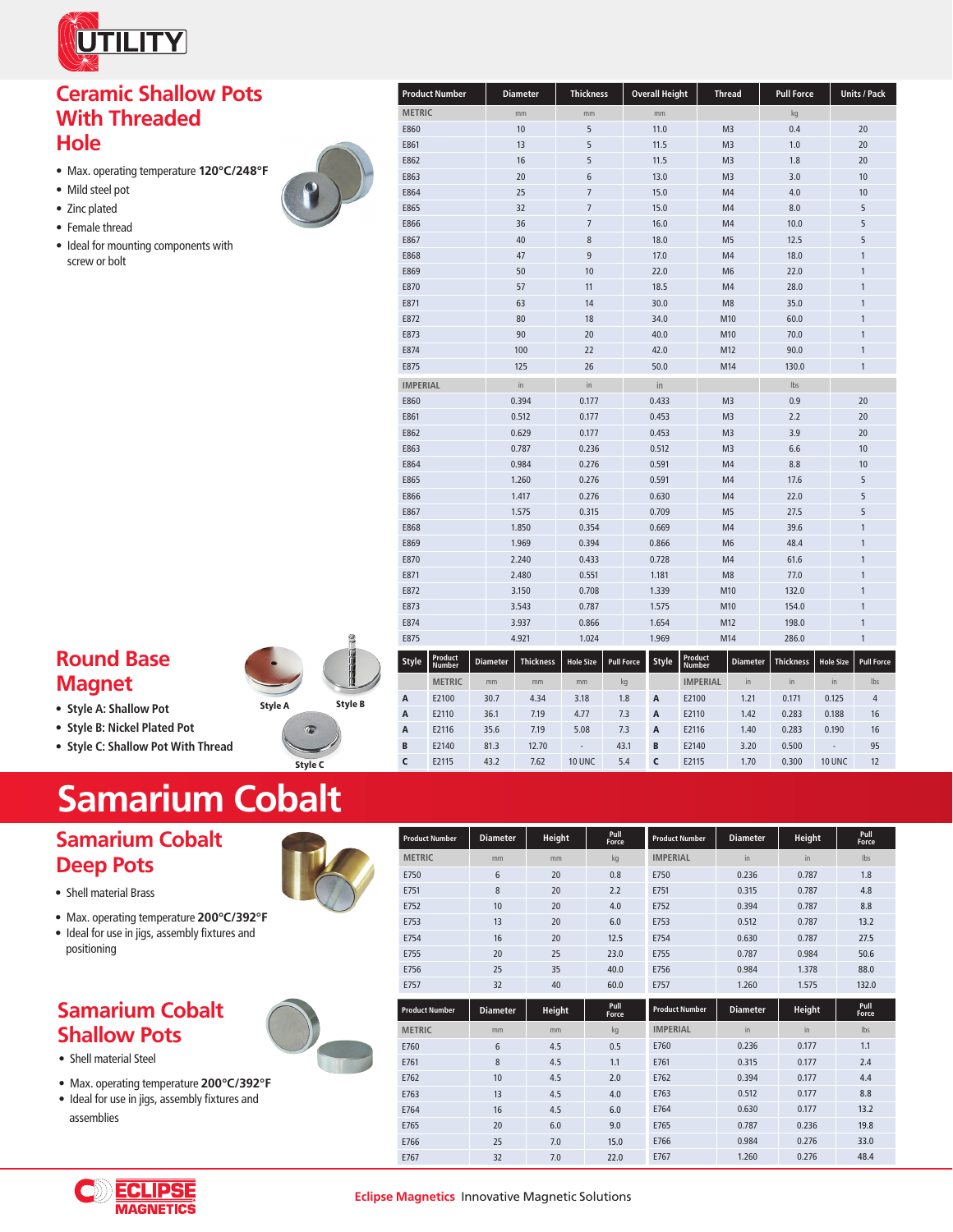# Ceramic Shallow Pots With Threaded Hole

- Max. operating temperature **120°C/248°F**
- Mild steel pot
- Zinc plated
- Female thread
- Ideal for mounting components with screw or bolt

| Product Number | Diameter | Thickness | Overall Height | Thread | Pull Force | Units / Pack |
|---|---|---|---|---|---|---|
| METRIC | mm | mm | mm | | kg | |
| E860 | 10 | 5 | 11.0 | M3 | 0.4 | 20 |
| E861 | 13 | 5 | 11.5 | M3 | 1.0 | 20 |
| E862 | 16 | 5 | 11.5 | M3 | 1.8 | 20 |
| E863 | 20 | 6 | 13.0 | M3 | 3.0 | 10 |
| E864 | 25 | 7 | 15.0 | M4 | 4.0 | 10 |
| E865 | 32 | 7 | 15.0 | M4 | 8.0 | 5 |
| E866 | 36 | 7 | 16.0 | M4 | 10.0 | 5 |
| E867 | 40 | 8 | 18.0 | M5 | 12.5 | 5 |
| E868 | 47 | 9 | 17.0 | M4 | 18.0 | 1 |
| E869 | 50 | 10 | 22.0 | M6 | 22.0 | 1 |
| E870 | 57 | 11 | 18.5 | M4 | 28.0 | 1 |
| E871 | 63 | 14 | 30.0 | M8 | 35.0 | 1 |
| E872 | 80 | 18 | 34.0 | M10 | 60.0 | 1 |
| E873 | 90 | 20 | 40.0 | M10 | 70.0 | 1 |
| E874 | 100 | 22 | 42.0 | M12 | 90.0 | 1 |
| E875 | 125 | 26 | 50.0 | M14 | 130.0 | 1 |
| IMPERIAL | in | in | in | | lbs | |
| E860 | 0.394 | 0.177 | 0.433 | M3 | 0.9 | 20 |
| E861 | 0.512 | 0.177 | 0.453 | M3 | 2.2 | 20 |
| E862 | 0.629 | 0.177 | 0.453 | M3 | 3.9 | 20 |
| E863 | 0.787 | 0.236 | 0.512 | M3 | 6.6 | 10 |
| E864 | 0.984 | 0.276 | 0.591 | M4 | 8.8 | 10 |
| E865 | 1.260 | 0.276 | 0.591 | M4 | 17.6 | 5 |
| E866 | 1.417 | 0.276 | 0.630 | M4 | 22.0 | 5 |
| E867 | 1.575 | 0.315 | 0.709 | M5 | 27.5 | 5 |
| E868 | 1.850 | 0.354 | 0.669 | M4 | 39.6 | 1 |
| E869 | 1.969 | 0.394 | 0.866 | M6 | 48.4 | 1 |
| E870 | 2.240 | 0.433 | 0.728 | M4 | 61.6 | 1 |
| E871 | 2.480 | 0.551 | 1.181 | M8 | 77.0 | 1 |
| E872 | 3.150 | 0.708 | 1.339 | M10 | 132.0 | 1 |
| E873 | 3.543 | 0.787 | 1.575 | M10 | 154.0 | 1 |
| E874 | 3.937 | 0.866 | 1.654 | M12 | 198.0 | 1 |
| E875 | 4.921 | 1.024 | 1.969 | M14 | 286.0 | 1 |

# Round Base Magnet

- Style A: Shallow Pot
- Style B: Nickel Plated Pot
- Style C: Shallow Pot With Thread

Style A  Style B  Style C

| Style | Product Number | Diameter | Thickness | Hole Size | Pull Force | Style | Product Number | Diameter | Thickness | Hole Size | Pull Force |
|---|---|---|---|---|---|---|---|---|---|---|---|
| | METRIC | mm | mm | mm | kg | | IMPERIAL | in | in | in | lbs |
| A | E2100 | 30.7 | 4.34 | 3.18 | 1.8 | A | E2100 | 1.21 | 0.171 | 0.125 | 4 |
| A | E2110 | 36.1 | 7.19 | 4.77 | 7.3 | A | E2110 | 1.42 | 0.283 | 0.188 | 16 |
| A | E2116 | 35.6 | 7.19 | 5.08 | 7.3 | A | E2116 | 1.40 | 0.283 | 0.190 | 16 |
| B | E2140 | 81.3 | 12.70 | - | 43.1 | B | E2140 | 3.20 | 0.500 | - | 95 |
| C | E2115 | 43.2 | 7.62 | 10 UNC | 5.4 | C | E2115 | 1.70 | 0.300 | 10 UNC | 12 |

# Samarium Cobalt

## Samarium Cobalt Deep Pots

- Shell material Brass
- Max. operating temperature **200°C/392°F**
- Ideal for use in jigs, assembly fixtures and positioning

| Product Number | Diameter | Height | Pull Force | Product Number | Diameter | Height | Pull Force |
|---|---|---|---|---|---|---|---|
| METRIC | mm | mm | kg | IMPERIAL | in | in | lbs |
| E750 | 6 | 20 | 0.8 | E750 | 0.236 | 0.787 | 1.8 |
| E751 | 8 | 20 | 2.2 | E751 | 0.315 | 0.787 | 4.8 |
| E752 | 10 | 20 | 4.0 | E752 | 0.394 | 0.787 | 8.8 |
| E753 | 13 | 20 | 6.0 | E753 | 0.512 | 0.787 | 13.2 |
| E754 | 16 | 20 | 12.5 | E754 | 0.630 | 0.787 | 27.5 |
| E755 | 20 | 25 | 23.0 | E755 | 0.787 | 0.984 | 50.6 |
| E756 | 25 | 35 | 40.0 | E756 | 0.984 | 1.378 | 88.0 |
| E757 | 32 | 40 | 60.0 | E757 | 1.260 | 1.575 | 132.0 |

## Samarium Cobalt Shallow Pots

- Shell material Steel
- Max. operating temperature **200°C/392°F**
- Ideal for use in jigs, assembly fixtures and assemblies

| Product Number | Diameter | Height | Pull Force | Product Number | Diameter | Height | Pull Force |
|---|---|---|---|---|---|---|---|
| METRIC | mm | mm | kg | IMPERIAL | in | in | lbs |
| E760 | 6 | 4.5 | 0.5 | E760 | 0.236 | 0.177 | 1.1 |
| E761 | 8 | 4.5 | 1.1 | E761 | 0.315 | 0.177 | 2.4 |
| E762 | 10 | 4.5 | 2.0 | E762 | 0.394 | 0.177 | 4.4 |
| E763 | 13 | 4.5 | 4.0 | E763 | 0.512 | 0.177 | 8.8 |
| E764 | 16 | 4.5 | 6.0 | E764 | 0.630 | 0.177 | 13.2 |
| E765 | 20 | 6.0 | 9.0 | E765 | 0.787 | 0.236 | 19.8 |
| E766 | 25 | 7.0 | 15.0 | E766 | 0.984 | 0.276 | 33.0 |
| E767 | 32 | 7.0 | 22.0 | E767 | 1.260 | 0.276 | 48.4 |

**Eclipse Magnetics** Innovative Magnetic Solutions